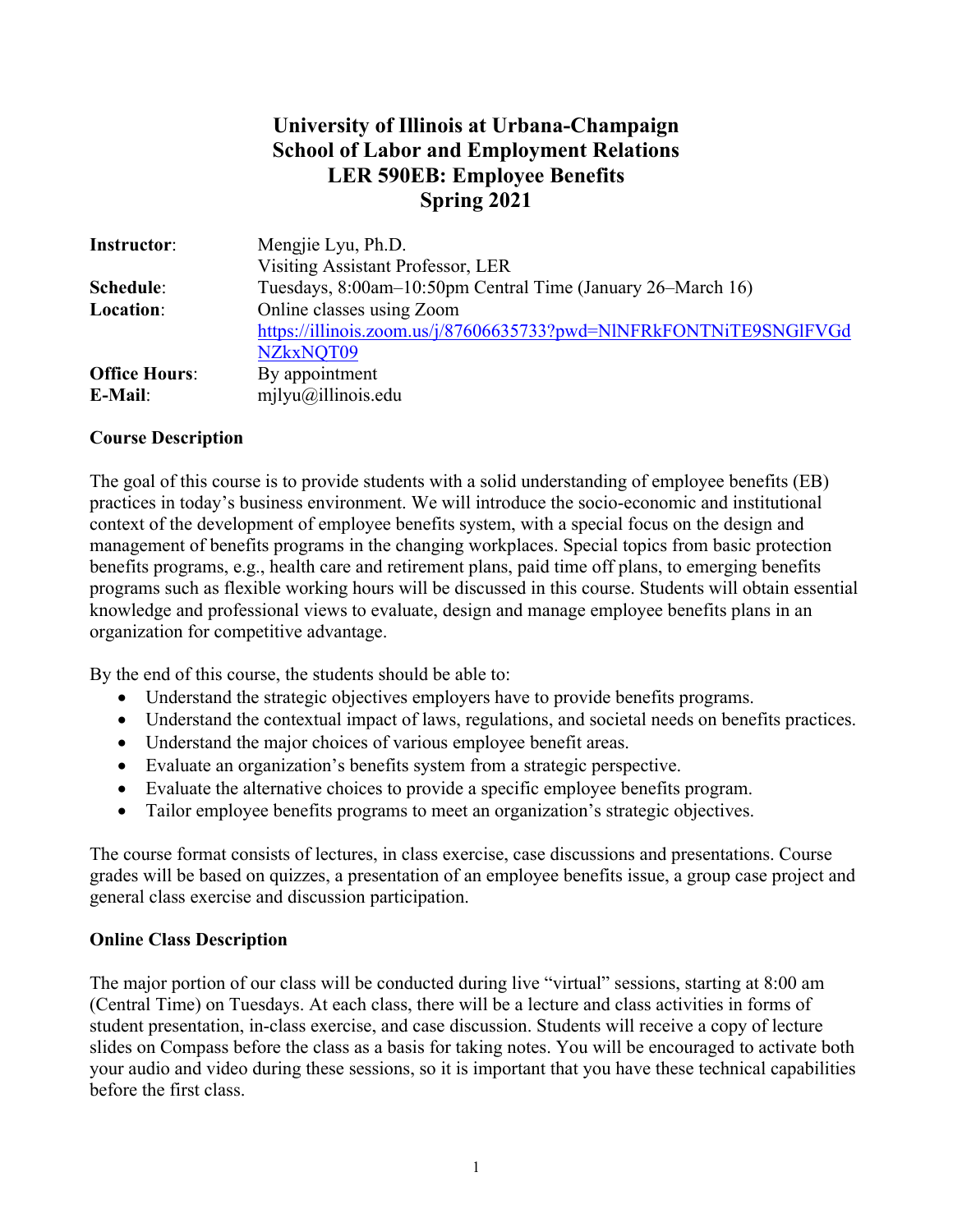# University of Illinois at Urbana-Champaign
# School of Labor and Employment Relations
# LER 590EB: Employee Benefits
# Spring 2021

| | |
|---|---|
| **Instructor**: | Mengjie Lyu, Ph.D. |
| | Visiting Assistant Professor, LER |
| **Schedule**: | Tuesdays, 8:00am–10:50pm Central Time (January 26–March 16) |
| **Location**: | Online classes using Zoom |
| | https://illinois.zoom.us/j/87606635733?pwd=NlNFRkFONTNiTE9SNGlFVGdNZkxNQT09 |
| **Office Hours**: | By appointment |
| **E-Mail**: | mjlyu@illinois.edu |

## Course Description

The goal of this course is to provide students with a solid understanding of employee benefits (EB) practices in today's business environment. We will introduce the socio-economic and institutional context of the development of employee benefits system, with a special focus on the design and management of benefits programs in the changing workplaces. Special topics from basic protection benefits programs, e.g., health care and retirement plans, paid time off plans, to emerging benefits programs such as flexible working hours will be discussed in this course. Students will obtain essential knowledge and professional views to evaluate, design and manage employee benefits plans in an organization for competitive advantage.

By the end of this course, the students should be able to:

- Understand the strategic objectives employers have to provide benefits programs.
- Understand the contextual impact of laws, regulations, and societal needs on benefits practices.
- Understand the major choices of various employee benefit areas.
- Evaluate an organization's benefits system from a strategic perspective.
- Evaluate the alternative choices to provide a specific employee benefits program.
- Tailor employee benefits programs to meet an organization's strategic objectives.

The course format consists of lectures, in class exercise, case discussions and presentations. Course grades will be based on quizzes, a presentation of an employee benefits issue, a group case project and general class exercise and discussion participation.

## Online Class Description

The major portion of our class will be conducted during live "virtual" sessions, starting at 8:00 am (Central Time) on Tuesdays. At each class, there will be a lecture and class activities in forms of student presentation, in-class exercise, and case discussion. Students will receive a copy of lecture slides on Compass before the class as a basis for taking notes. You will be encouraged to activate both your audio and video during these sessions, so it is important that you have these technical capabilities before the first class.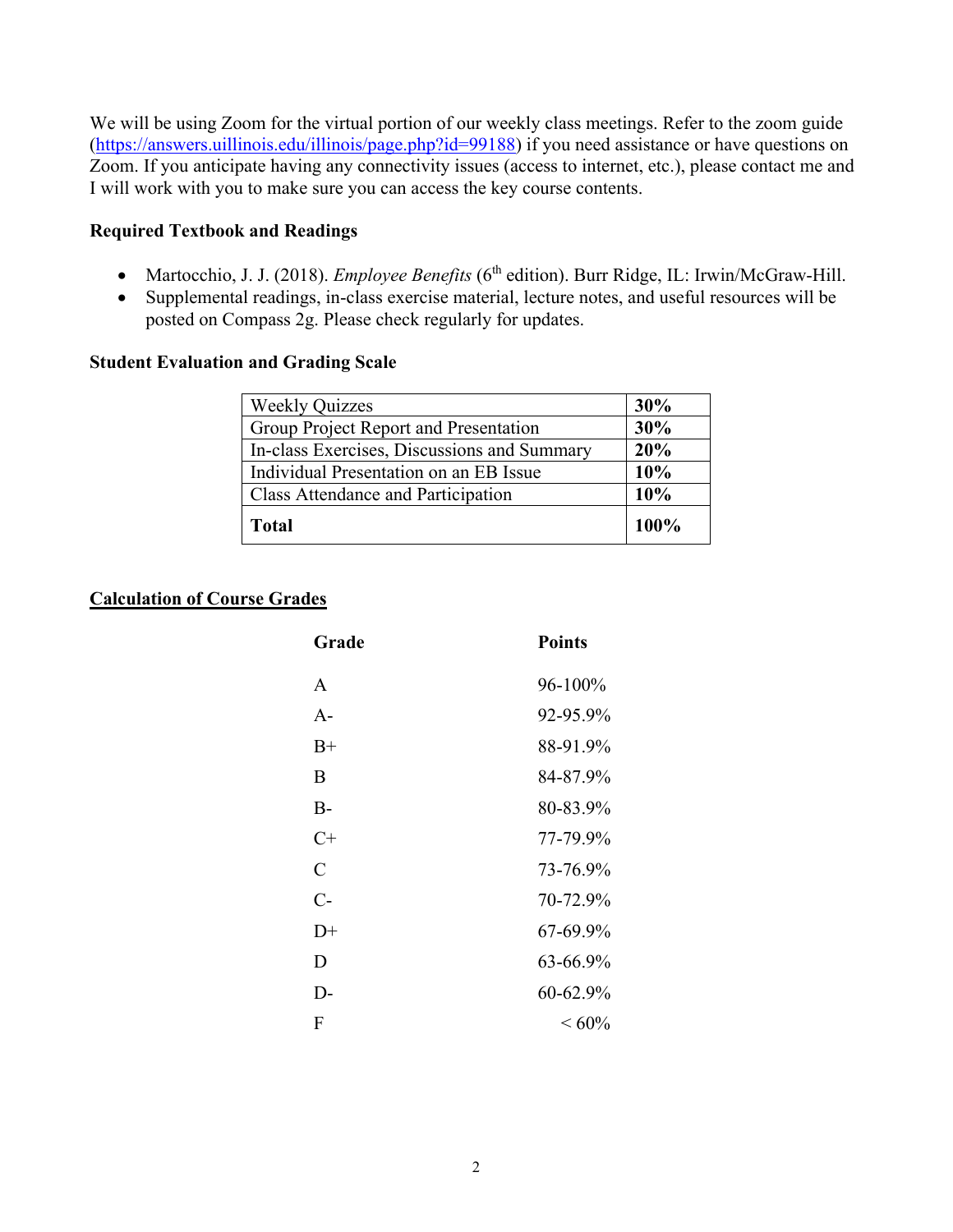We will be using Zoom for the virtual portion of our weekly class meetings. Refer to the zoom guide (https://answers.uillinois.edu/illinois/page.php?id=99188) if you need assistance or have questions on Zoom. If you anticipate having any connectivity issues (access to internet, etc.), please contact me and I will work with you to make sure you can access the key course contents.

**Required Textbook and Readings**

- Martocchio, J. J. (2018). *Employee Benefits* (6th edition). Burr Ridge, IL: Irwin/McGraw-Hill.
- Supplemental readings, in-class exercise material, lecture notes, and useful resources will be posted on Compass 2g. Please check regularly for updates.

**Student Evaluation and Grading Scale**

| Component | Weight |
| --- | --- |
| Weekly Quizzes | **30%** |
| Group Project Report and Presentation | **30%** |
| In-class Exercises, Discussions and Summary | **20%** |
| Individual Presentation on an EB Issue | **10%** |
| Class Attendance and Participation | **10%** |
| **Total** | **100%** |

**Calculation of Course Grades**

| **Grade** | **Points** |
| --- | --- |
| A | 96-100% |
| A- | 92-95.9% |
| B+ | 88-91.9% |
| B | 84-87.9% |
| B- | 80-83.9% |
| C+ | 77-79.9% |
| C | 73-76.9% |
| C- | 70-72.9% |
| D+ | 67-69.9% |
| D | 63-66.9% |
| D- | 60-62.9% |
| F | < 60% |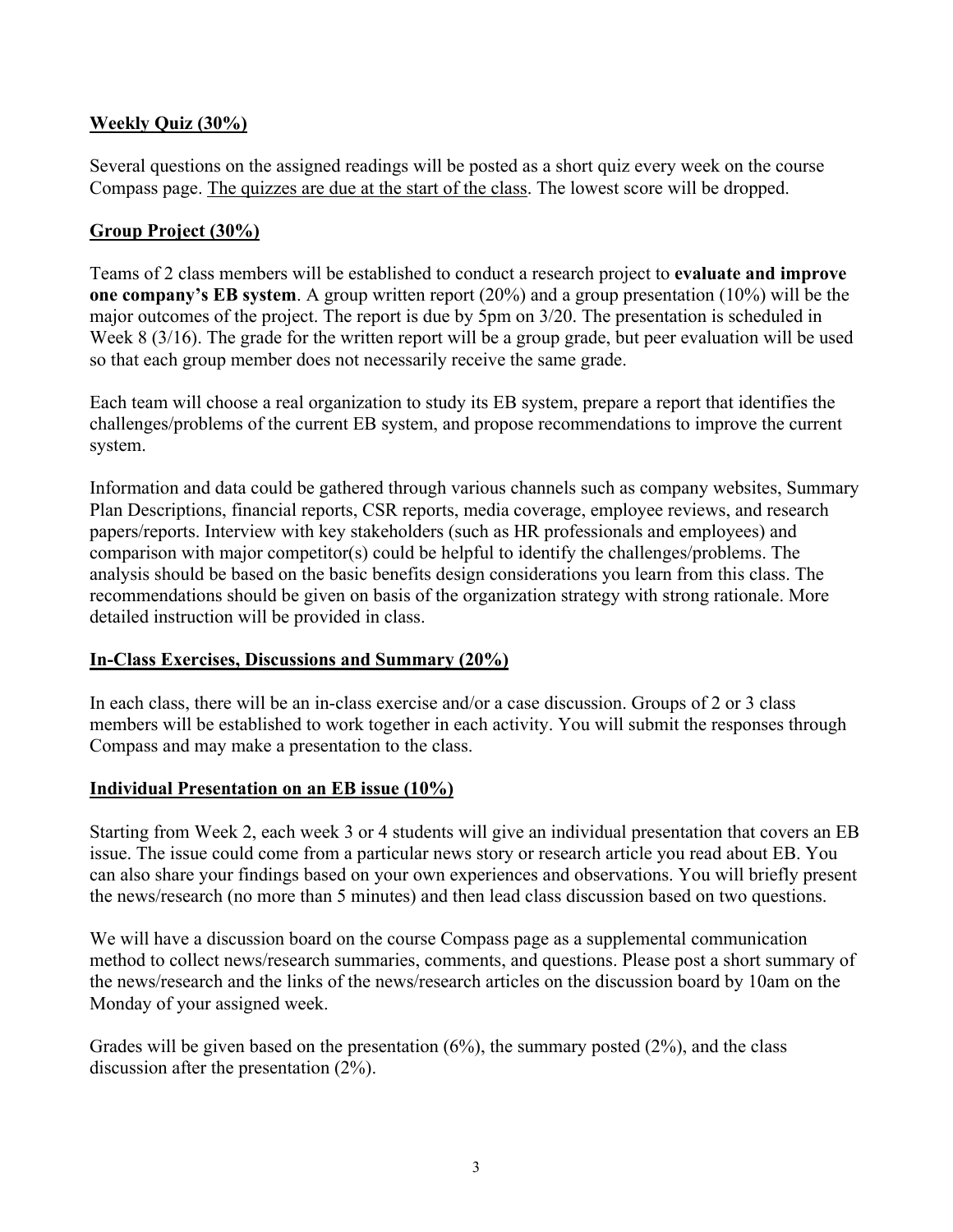## Weekly Quiz (30%)

Several questions on the assigned readings will be posted as a short quiz every week on the course Compass page. The quizzes are due at the start of the class. The lowest score will be dropped.

## Group Project (30%)

Teams of 2 class members will be established to conduct a research project to **evaluate and improve one company's EB system**. A group written report (20%) and a group presentation (10%) will be the major outcomes of the project. The report is due by 5pm on 3/20. The presentation is scheduled in Week 8 (3/16). The grade for the written report will be a group grade, but peer evaluation will be used so that each group member does not necessarily receive the same grade.

Each team will choose a real organization to study its EB system, prepare a report that identifies the challenges/problems of the current EB system, and propose recommendations to improve the current system.

Information and data could be gathered through various channels such as company websites, Summary Plan Descriptions, financial reports, CSR reports, media coverage, employee reviews, and research papers/reports. Interview with key stakeholders (such as HR professionals and employees) and comparison with major competitor(s) could be helpful to identify the challenges/problems. The analysis should be based on the basic benefits design considerations you learn from this class. The recommendations should be given on basis of the organization strategy with strong rationale. More detailed instruction will be provided in class.

## In-Class Exercises, Discussions and Summary (20%)

In each class, there will be an in-class exercise and/or a case discussion. Groups of 2 or 3 class members will be established to work together in each activity. You will submit the responses through Compass and may make a presentation to the class.

## Individual Presentation on an EB issue (10%)

Starting from Week 2, each week 3 or 4 students will give an individual presentation that covers an EB issue. The issue could come from a particular news story or research article you read about EB. You can also share your findings based on your own experiences and observations. You will briefly present the news/research (no more than 5 minutes) and then lead class discussion based on two questions.

We will have a discussion board on the course Compass page as a supplemental communication method to collect news/research summaries, comments, and questions. Please post a short summary of the news/research and the links of the news/research articles on the discussion board by 10am on the Monday of your assigned week.

Grades will be given based on the presentation (6%), the summary posted (2%), and the class discussion after the presentation (2%).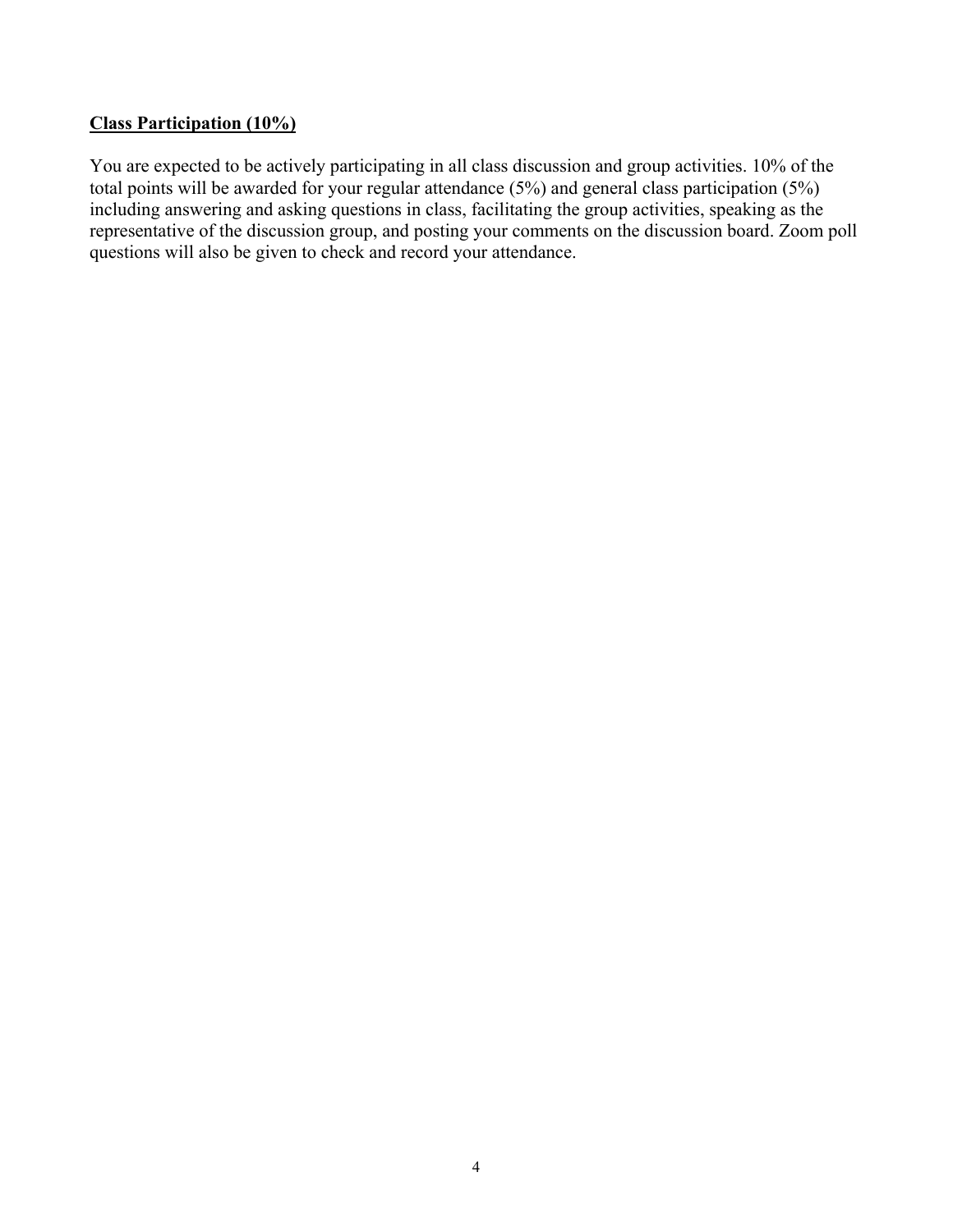**Class Participation (10%)**

You are expected to be actively participating in all class discussion and group activities. 10% of the total points will be awarded for your regular attendance (5%) and general class participation (5%) including answering and asking questions in class, facilitating the group activities, speaking as the representative of the discussion group, and posting your comments on the discussion board. Zoom poll questions will also be given to check and record your attendance.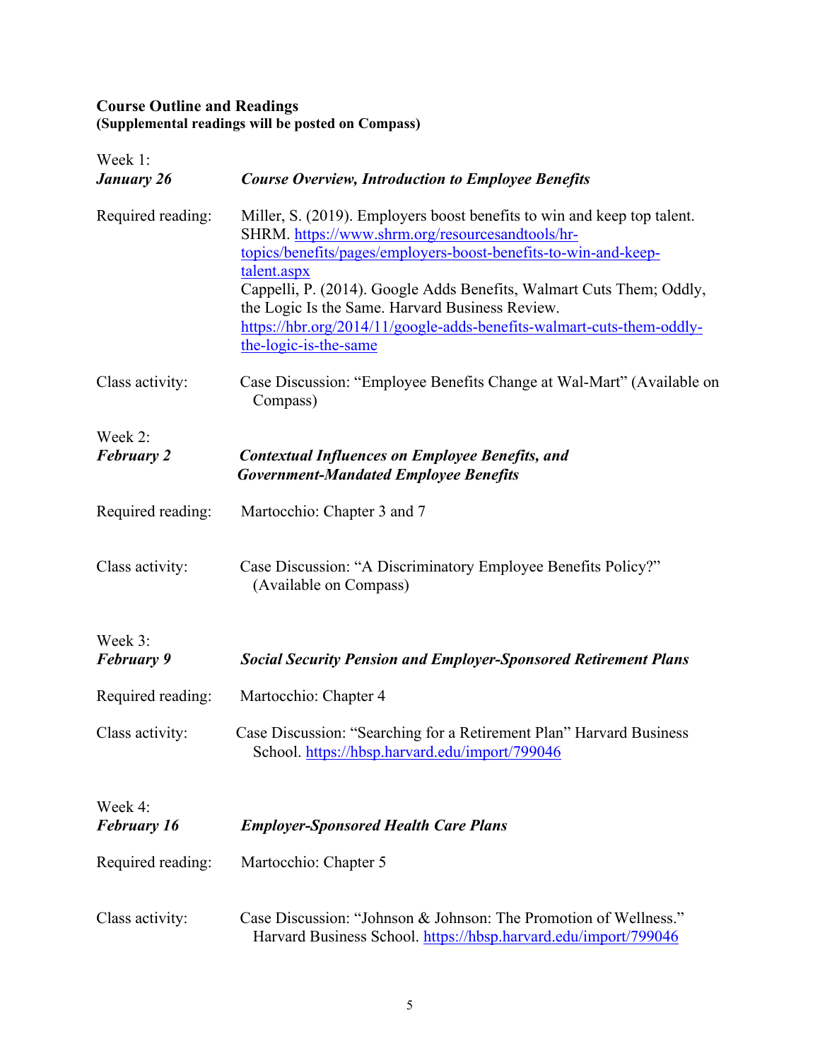## Course Outline and Readings
**(Supplemental readings will be posted on Compass)**

Week 1:
***January 26*** — ***Course Overview, Introduction to Employee Benefits***

Required reading: Miller, S. (2019). Employers boost benefits to win and keep top talent. SHRM. https://www.shrm.org/resourcesandtools/hr-topics/benefits/pages/employers-boost-benefits-to-win-and-keep-talent.aspx
Cappelli, P. (2014). Google Adds Benefits, Walmart Cuts Them; Oddly, the Logic Is the Same. Harvard Business Review. https://hbr.org/2014/11/google-adds-benefits-walmart-cuts-them-oddly-the-logic-is-the-same

Class activity: Case Discussion: "Employee Benefits Change at Wal-Mart" (Available on Compass)

Week 2:
***February 2*** — ***Contextual Influences on Employee Benefits, and Government-Mandated Employee Benefits***

Required reading: Martocchio: Chapter 3 and 7

Class activity: Case Discussion: "A Discriminatory Employee Benefits Policy?" (Available on Compass)

Week 3:
***February 9*** — ***Social Security Pension and Employer-Sponsored Retirement Plans***

Required reading: Martocchio: Chapter 4

Class activity: Case Discussion: "Searching for a Retirement Plan" Harvard Business School. https://hbsp.harvard.edu/import/799046

Week 4:
***February 16*** — ***Employer-Sponsored Health Care Plans***

Required reading: Martocchio: Chapter 5

Class activity: Case Discussion: "Johnson & Johnson: The Promotion of Wellness." Harvard Business School. https://hbsp.harvard.edu/import/799046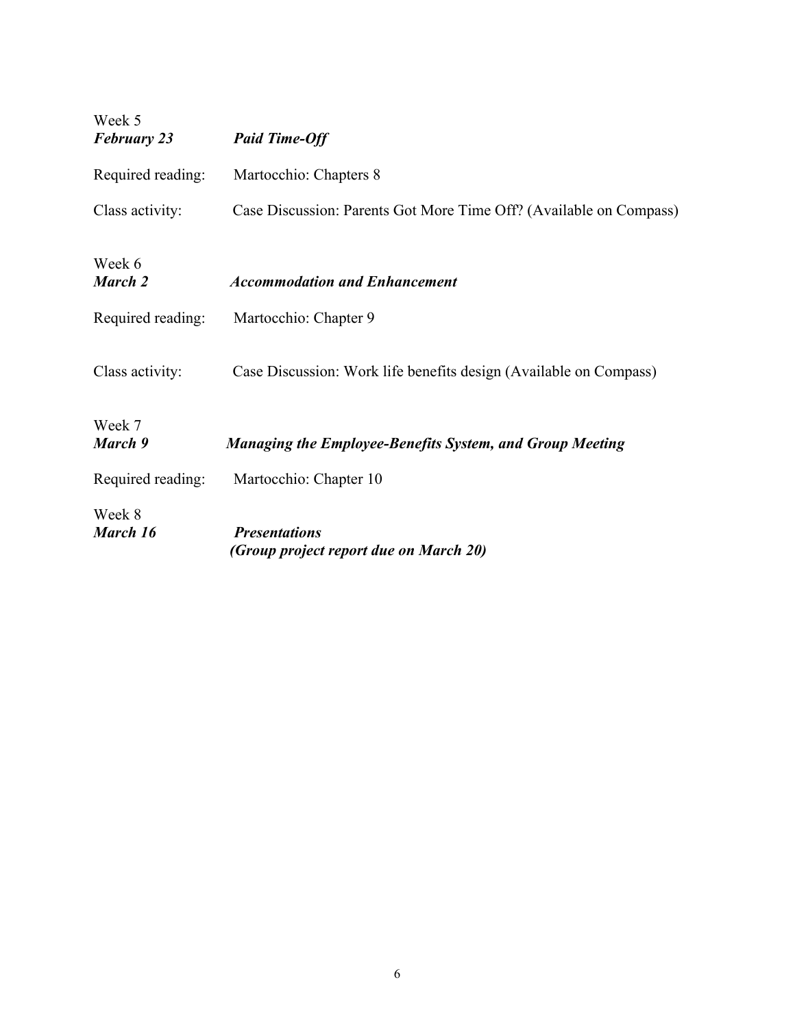Week 5
***February 23*** ***Paid Time-Off***

Required reading: Martocchio: Chapters 8

Class activity: Case Discussion: Parents Got More Time Off? (Available on Compass)

Week 6
***March 2*** ***Accommodation and Enhancement***

Required reading: Martocchio: Chapter 9

Class activity: Case Discussion: Work life benefits design (Available on Compass)

Week 7
***March 9*** ***Managing the Employee-Benefits System, and Group Meeting***

Required reading: Martocchio: Chapter 10

Week 8
***March 16*** ***Presentations***
***(Group project report due on March 20)***